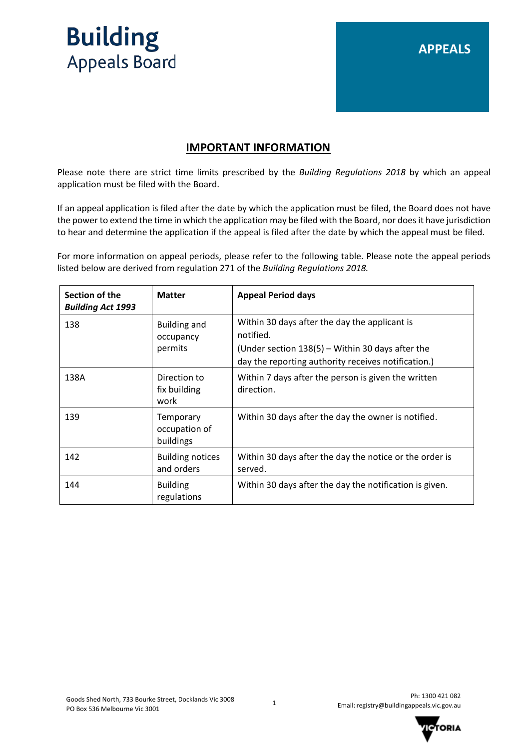# Building Appeals Board

**APPEALS**

## IMPORTANT INFORMATION

Please note there are strict time limits prescribed by the *Building Regulations 2018* by which an appeal application must be filed with the Board.

If an appeal application is filed after the date by which the application must be filed, the Board does not have the power to extend the time in which the application may be filed with the Board, nor does it have jurisdiction to hear and determine the application if the appeal is filed after the date by which the appeal must be filed.

For more information on appeal periods, please refer to the following table. Please note the appeal periods listed below are derived from regulation 271 of the *Building Regulations 2018.*

| **Section of the *Building Act 1993*** | **Matter** | **Appeal Period days** |
|---|---|---|
| 138 | Building and occupancy permits | Within 30 days after the day the applicant is notified.<br>(Under section 138(5) – Within 30 days after the day the reporting authority receives notification.) |
| 138A | Direction to fix building work | Within 7 days after the person is given the written direction. |
| 139 | Temporary occupation of buildings | Within 30 days after the day the owner is notified. |
| 142 | Building notices and orders | Within 30 days after the day the notice or the order is served. |
| 144 | Building regulations | Within 30 days after the day the notification is given. |

Goods Shed North, 733 Bourke Street, Docklands Vic 3008
PO Box 536 Melbourne Vic 3001

Ph: 1300 421 082
Email: registry@buildingappeals.vic.gov.au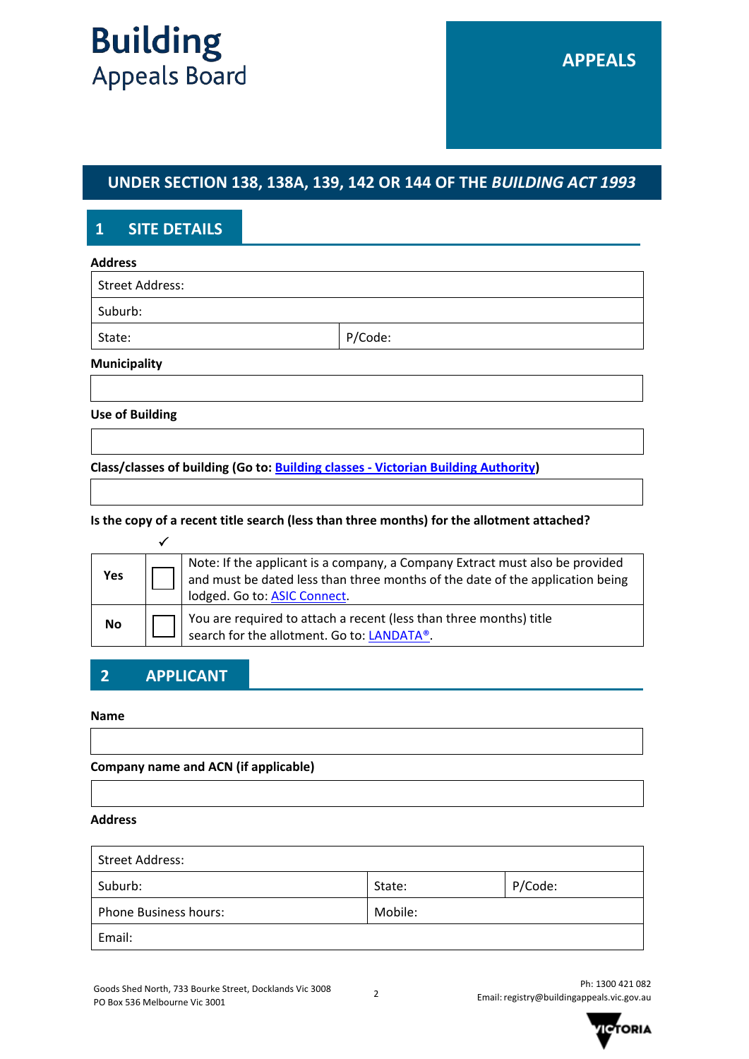# Building Appeals Board

**APPEALS**

## UNDER SECTION 138, 138A, 139, 142 OR 144 OF THE *BUILDING ACT 1993*

## 1 SITE DETAILS

**Address**

| Street Address: | |
|---|---|
| Suburb: | |
| State: | P/Code: |

**Municipality**

| |
|---|
| |

**Use of Building**

| |
|---|
| |

**Class/classes of building (Go to: Building classes - Victorian Building Authority)**

| |
|---|
| |

**Is the copy of a recent title search (less than three months) for the allotment attached?**

| | ✓ | |
|---|---|---|
| **Yes** | ☐ | Note: If the applicant is a company, a Company Extract must also be provided and must be dated less than three months of the date of the application being lodged. Go to: ASIC Connect. |
| **No** | ☐ | You are required to attach a recent (less than three months) title search for the allotment. Go to: LANDATA®. |

## 2 APPLICANT

**Name**

| |
|---|
| |

**Company name and ACN (if applicable)**

| |
|---|
| |

**Address**

| Street Address: | | |
|---|---|---|
| Suburb: | State: | P/Code: |
| Phone Business hours: | Mobile: | |
| Email: | | |

Goods Shed North, 733 Bourke Street, Docklands Vic 3008
PO Box 536 Melbourne Vic 3001

Ph: 1300 421 082
Email: registry@buildingappeals.vic.gov.au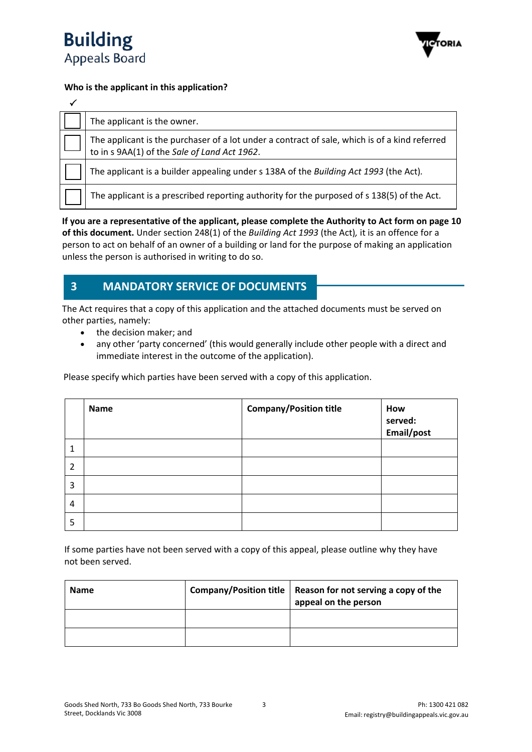**Who is the applicant in this application?**

| ✓ | |
|---|---|
| ☐ | The applicant is the owner. |
| ☐ | The applicant is the purchaser of a lot under a contract of sale, which is of a kind referred to in s 9AA(1) of the *Sale of Land Act 1962*. |
| ☐ | The applicant is a builder appealing under s 138A of the *Building Act 1993* (the Act). |
| ☐ | The applicant is a prescribed reporting authority for the purposed of s 138(5) of the Act. |

**If you are a representative of the applicant, please complete the Authority to Act form on page 10 of this document.** Under section 248(1) of the *Building Act 1993* (the Act)*,* it is an offence for a person to act on behalf of an owner of a building or land for the purpose of making an application unless the person is authorised in writing to do so.

## 3 MANDATORY SERVICE OF DOCUMENTS

The Act requires that a copy of this application and the attached documents must be served on other parties, namely:

- the decision maker; and
- any other 'party concerned' (this would generally include other people with a direct and immediate interest in the outcome of the application).

Please specify which parties have been served with a copy of this application.

| | Name | Company/Position title | How served: Email/post |
|---|---|---|---|
| 1 | | | |
| 2 | | | |
| 3 | | | |
| 4 | | | |
| 5 | | | |

If some parties have not been served with a copy of this appeal, please outline why they have not been served.

| Name | Company/Position title | Reason for not serving a copy of the appeal on the person |
|---|---|---|
| | | |
| | | |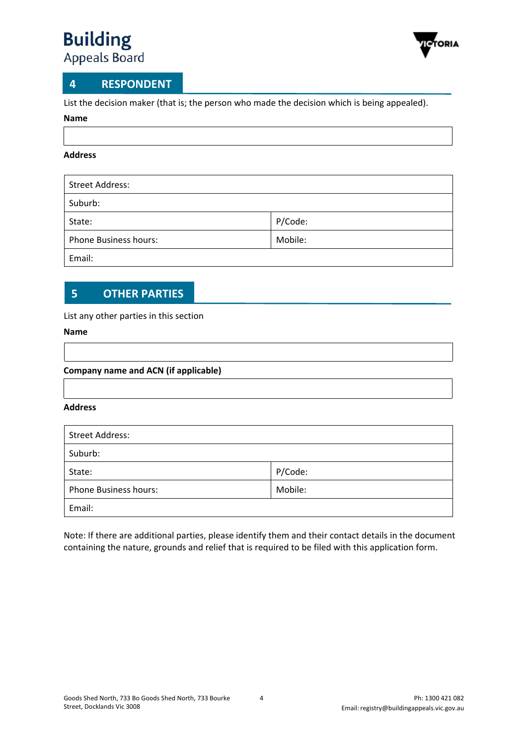## 4 RESPONDENT

List the decision maker (that is; the person who made the decision which is being appealed).

**Name**

| |
|---|
| |

**Address**

| Street Address: | |
|---|---|
| Suburb: | |
| State: | P/Code: |
| Phone Business hours: | Mobile: |
| Email: | |

## 5 OTHER PARTIES

List any other parties in this section

**Name**

| |
|---|
| |

**Company name and ACN (if applicable)**

| |
|---|
| |

**Address**

| Street Address: | |
|---|---|
| Suburb: | |
| State: | P/Code: |
| Phone Business hours: | Mobile: |
| Email: | |

Note: If there are additional parties, please identify them and their contact details in the document containing the nature, grounds and relief that is required to be filed with this application form.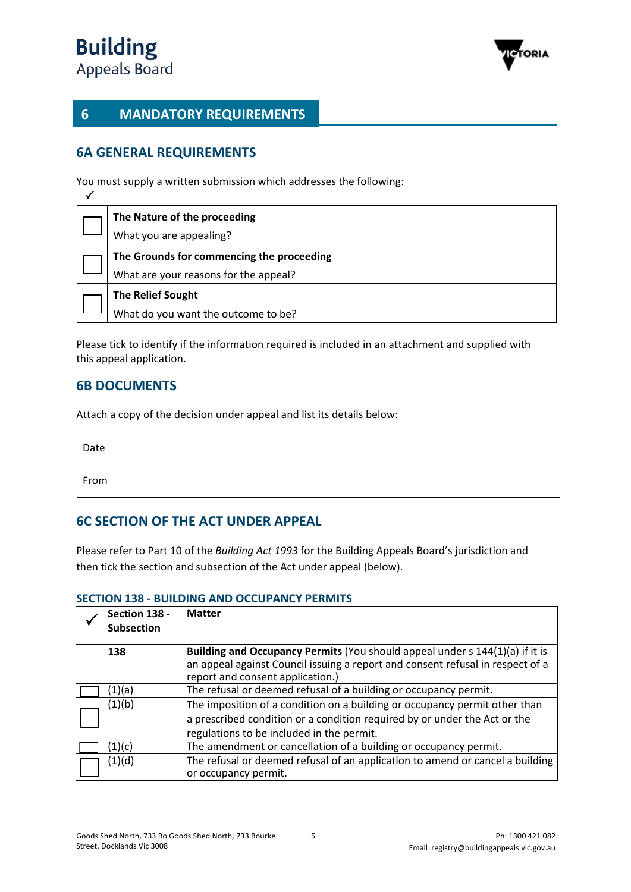# 6 MANDATORY REQUIREMENTS

## 6A GENERAL REQUIREMENTS

You must supply a written submission which addresses the following:

| ✓ | |
|---|---|
| ☐ | **The Nature of the proceeding**<br>What you are appealing? |
| ☐ | **The Grounds for commencing the proceeding**<br>What are your reasons for the appeal? |
| ☐ | **The Relief Sought**<br>What do you want the outcome to be? |

Please tick to identify if the information required is included in an attachment and supplied with this appeal application.

## 6B DOCUMENTS

Attach a copy of the decision under appeal and list its details below:

| | |
|---|---|
| Date | |
| From | |

## 6C SECTION OF THE ACT UNDER APPEAL

Please refer to Part 10 of the *Building Act 1993* for the Building Appeals Board's jurisdiction and then tick the section and subsection of the Act under appeal (below).

### SECTION 138 - BUILDING AND OCCUPANCY PERMITS

| ✓ | Section 138 - Subsection | Matter |
|---|---|---|
| | 138 | **Building and Occupancy Permits** (You should appeal under s 144(1)(a) if it is an appeal against Council issuing a report and consent refusal in respect of a report and consent application.) |
| ☐ | (1)(a) | The refusal or deemed refusal of a building or occupancy permit. |
| ☐ | (1)(b) | The imposition of a condition on a building or occupancy permit other than a prescribed condition or a condition required by or under the Act or the regulations to be included in the permit. |
| ☐ | (1)(c) | The amendment or cancellation of a building or occupancy permit. |
| ☐ | (1)(d) | The refusal or deemed refusal of an application to amend or cancel a building or occupancy permit. |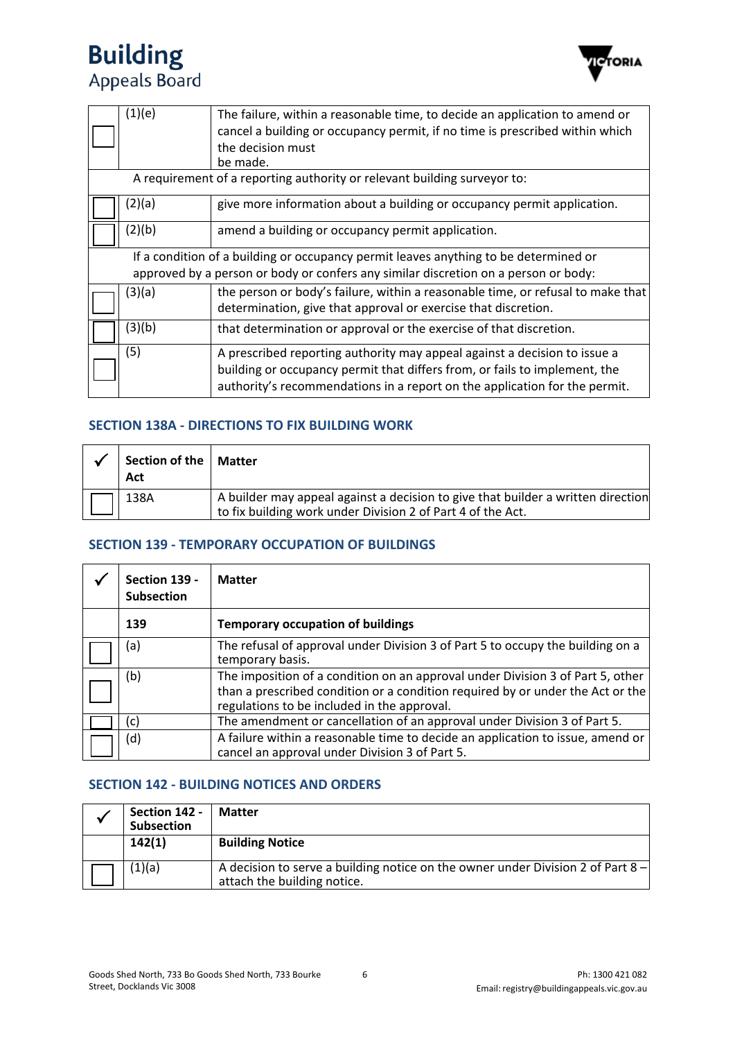| | | |
|---|---|---|
| ☐ | (1)(e) | The failure, within a reasonable time, to decide an application to amend or cancel a building or occupancy permit, if no time is prescribed within which the decision must be made. |
| | A requirement of a reporting authority or relevant building surveyor to: | |
| ☐ | (2)(a) | give more information about a building or occupancy permit application. |
| ☐ | (2)(b) | amend a building or occupancy permit application. |
| | If a condition of a building or occupancy permit leaves anything to be determined or approved by a person or body or confers any similar discretion on a person or body: | |
| ☐ | (3)(a) | the person or body's failure, within a reasonable time, or refusal to make that determination, give that approval or exercise that discretion. |
| ☐ | (3)(b) | that determination or approval or the exercise of that discretion. |
| ☐ | (5) | A prescribed reporting authority may appeal against a decision to issue a building or occupancy permit that differs from, or fails to implement, the authority's recommendations in a report on the application for the permit. |

## SECTION 138A - DIRECTIONS TO FIX BUILDING WORK

| ✓ | Section of the Act | Matter |
|---|---|---|
| ☐ | 138A | A builder may appeal against a decision to give that builder a written direction to fix building work under Division 2 of Part 4 of the Act. |

## SECTION 139 - TEMPORARY OCCUPATION OF BUILDINGS

| ✓ | Section 139 - Subsection | Matter |
|---|---|---|
| | **139** | **Temporary occupation of buildings** |
| ☐ | (a) | The refusal of approval under Division 3 of Part 5 to occupy the building on a temporary basis. |
| ☐ | (b) | The imposition of a condition on an approval under Division 3 of Part 5, other than a prescribed condition or a condition required by or under the Act or the regulations to be included in the approval. |
| ☐ | (c) | The amendment or cancellation of an approval under Division 3 of Part 5. |
| ☐ | (d) | A failure within a reasonable time to decide an application to issue, amend or cancel an approval under Division 3 of Part 5. |

## SECTION 142 - BUILDING NOTICES AND ORDERS

| ✓ | Section 142 - Subsection | Matter |
|---|---|---|
| | **142(1)** | **Building Notice** |
| ☐ | (1)(a) | A decision to serve a building notice on the owner under Division 2 of Part 8 – attach the building notice. |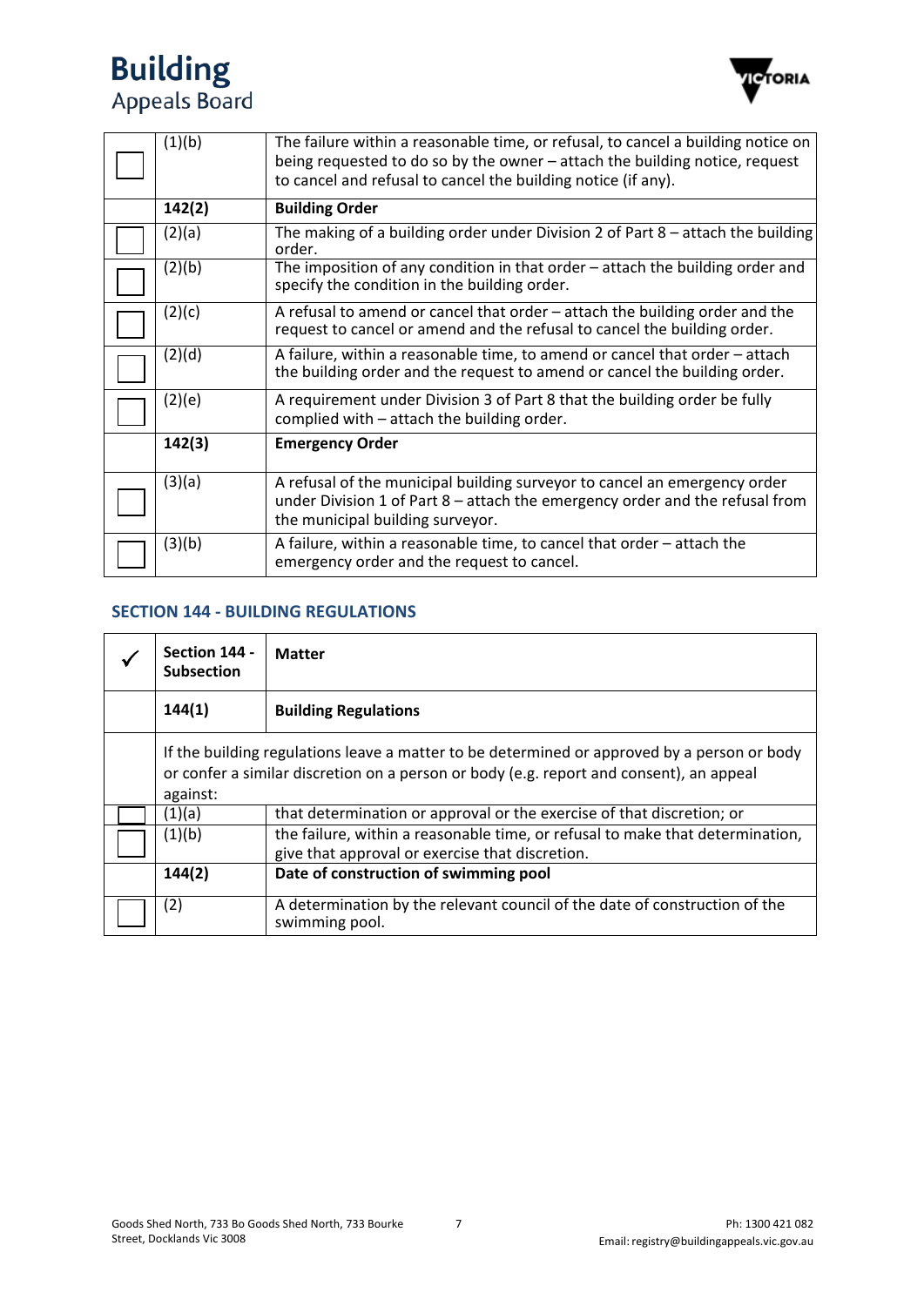| | | |
|---|---|---|
| ☐ | (1)(b) | The failure within a reasonable time, or refusal, to cancel a building notice on being requested to do so by the owner – attach the building notice, request to cancel and refusal to cancel the building notice (if any). |
| | **142(2)** | **Building Order** |
| ☐ | (2)(a) | The making of a building order under Division 2 of Part 8 – attach the building order. |
| ☐ | (2)(b) | The imposition of any condition in that order – attach the building order and specify the condition in the building order. |
| ☐ | (2)(c) | A refusal to amend or cancel that order – attach the building order and the request to cancel or amend and the refusal to cancel the building order. |
| ☐ | (2)(d) | A failure, within a reasonable time, to amend or cancel that order – attach the building order and the request to amend or cancel the building order. |
| ☐ | (2)(e) | A requirement under Division 3 of Part 8 that the building order be fully complied with – attach the building order. |
| | **142(3)** | **Emergency Order** |
| ☐ | (3)(a) | A refusal of the municipal building surveyor to cancel an emergency order under Division 1 of Part 8 – attach the emergency order and the refusal from the municipal building surveyor. |
| ☐ | (3)(b) | A failure, within a reasonable time, to cancel that order – attach the emergency order and the request to cancel. |

## SECTION 144 - BUILDING REGULATIONS

| ✓ | Section 144 - Subsection | Matter |
|---|---|---|
| | **144(1)** | **Building Regulations** |
| | If the building regulations leave a matter to be determined or approved by a person or body or confer a similar discretion on a person or body (e.g. report and consent), an appeal against: | |
| ☐ | (1)(a) | that determination or approval or the exercise of that discretion; or |
| ☐ | (1)(b) | the failure, within a reasonable time, or refusal to make that determination, give that approval or exercise that discretion. |
| | **144(2)** | **Date of construction of swimming pool** |
| ☐ | (2) | A determination by the relevant council of the date of construction of the swimming pool. |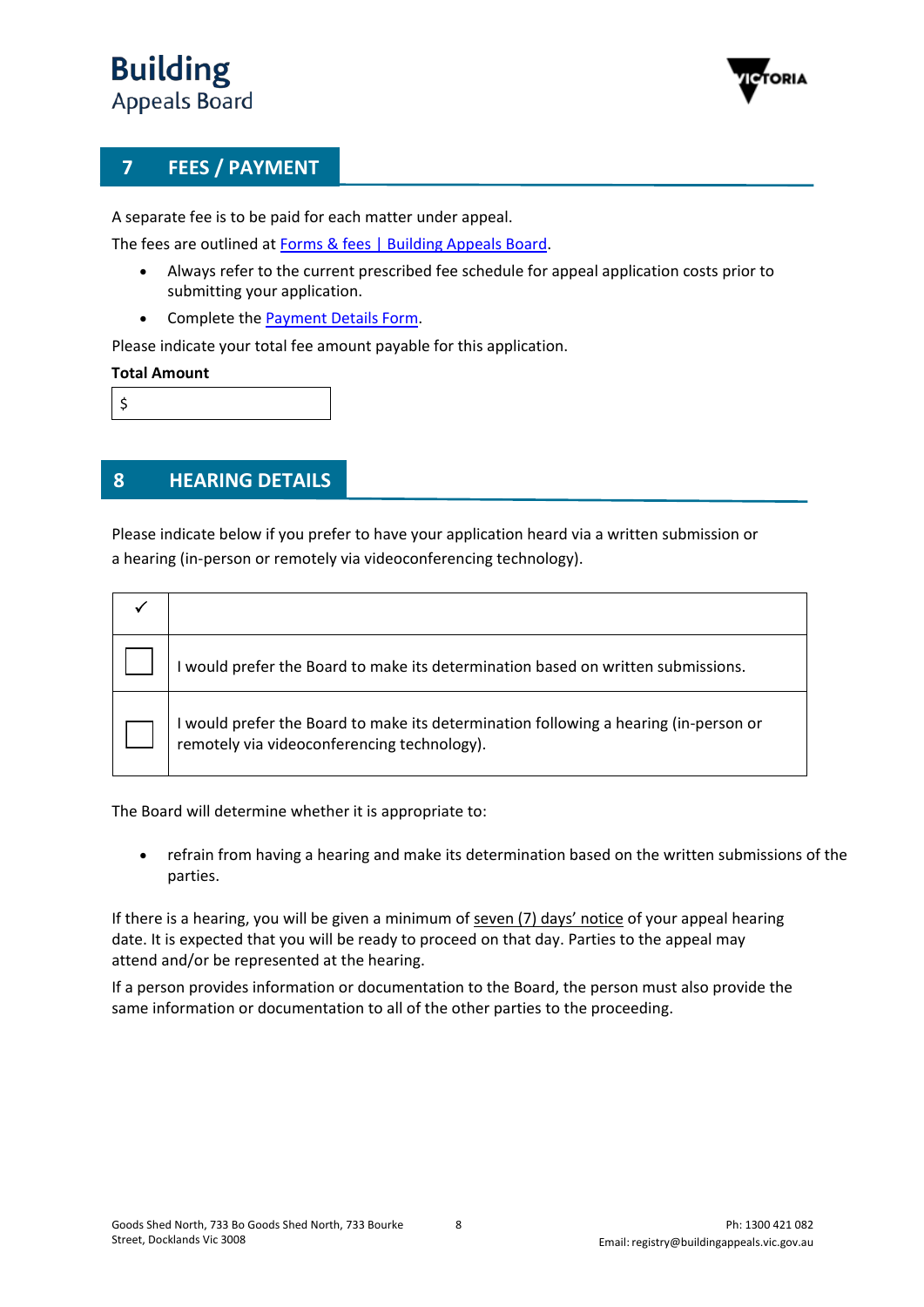## 7 FEES / PAYMENT

A separate fee is to be paid for each matter under appeal.

The fees are outlined at [Forms & fees | Building Appeals Board](Forms & fees | Building Appeals Board).

- Always refer to the current prescribed fee schedule for appeal application costs prior to submitting your application.
- Complete the [Payment Details Form](Payment Details Form).

Please indicate your total fee amount payable for this application.

**Total Amount**

| $ |
|---|

## 8 HEARING DETAILS

Please indicate below if you prefer to have your application heard via a written submission or a hearing (in-person or remotely via videoconferencing technology).

| ✓ | |
|---|---|
| ☐ | I would prefer the Board to make its determination based on written submissions. |
| ☐ | I would prefer the Board to make its determination following a hearing (in-person or remotely via videoconferencing technology). |

The Board will determine whether it is appropriate to:

- refrain from having a hearing and make its determination based on the written submissions of the parties.

If there is a hearing, you will be given a minimum of seven (7) days' notice of your appeal hearing date. It is expected that you will be ready to proceed on that day. Parties to the appeal may attend and/or be represented at the hearing.

If a person provides information or documentation to the Board, the person must also provide the same information or documentation to all of the other parties to the proceeding.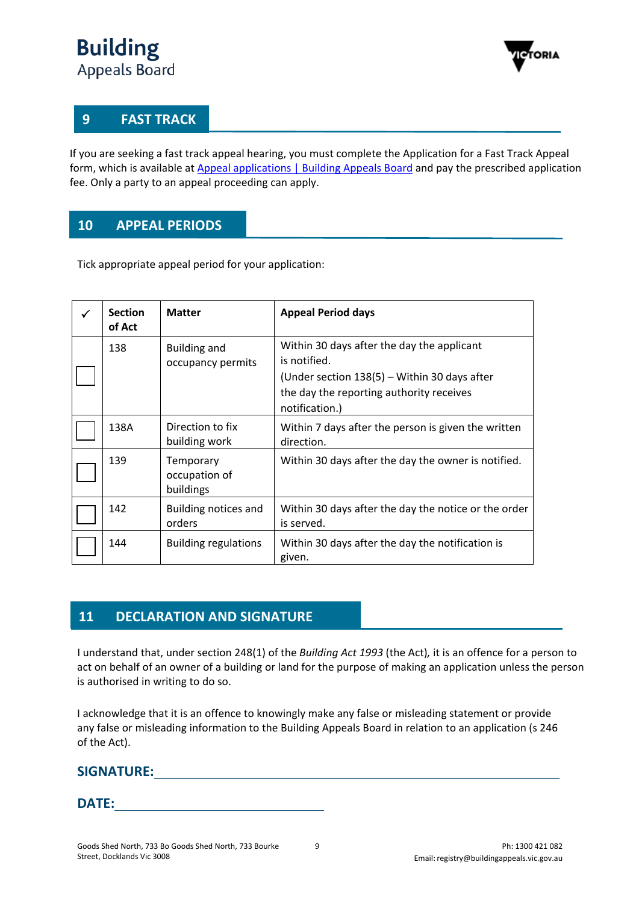## 9 FAST TRACK

If you are seeking a fast track appeal hearing, you must complete the Application for a Fast Track Appeal form, which is available at [Appeal applications | Building Appeals Board] and pay the prescribed application fee. Only a party to an appeal proceeding can apply.

## 10 APPEAL PERIODS

Tick appropriate appeal period for your application:

| ✓ | Section of Act | Matter | Appeal Period days |
|---|---|---|---|
| ☐ | 138 | Building and occupancy permits | Within 30 days after the day the applicant is notified.<br>(Under section 138(5) – Within 30 days after the day the reporting authority receives notification.) |
| ☐ | 138A | Direction to fix building work | Within 7 days after the person is given the written direction. |
| ☐ | 139 | Temporary occupation of buildings | Within 30 days after the day the owner is notified. |
| ☐ | 142 | Building notices and orders | Within 30 days after the day the notice or the order is served. |
| ☐ | 144 | Building regulations | Within 30 days after the day the notification is given. |

## 11 DECLARATION AND SIGNATURE

I understand that, under section 248(1) of the *Building Act 1993* (the Act), it is an offence for a person to act on behalf of an owner of a building or land for the purpose of making an application unless the person is authorised in writing to do so.

I acknowledge that it is an offence to knowingly make any false or misleading statement or provide any false or misleading information to the Building Appeals Board in relation to an application (s 246 of the Act).

**SIGNATURE:** ______________________________

**DATE:** ______________________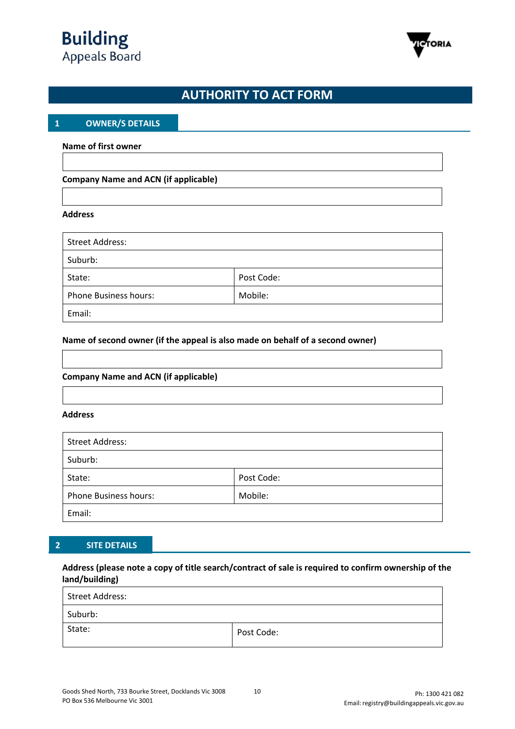# Building Appeals Board

## AUTHORITY TO ACT FORM

### 1 OWNER/S DETAILS

**Name of first owner**

| |
|---|
| |

**Company Name and ACN (if applicable)**

| |
|---|
| |

**Address**

| | |
|---|---|
| Street Address: | |
| Suburb: | |
| State: | Post Code: |
| Phone Business hours: | Mobile: |
| Email: | |

**Name of second owner (if the appeal is also made on behalf of a second owner)**

| |
|---|
| |

**Company Name and ACN (if applicable)**

| |
|---|
| |

**Address**

| | |
|---|---|
| Street Address: | |
| Suburb: | |
| State: | Post Code: |
| Phone Business hours: | Mobile: |
| Email: | |

### 2 SITE DETAILS

**Address (please note a copy of title search/contract of sale is required to confirm ownership of the land/building)**

| | |
|---|---|
| Street Address: | |
| Suburb: | |
| State: | Post Code: |

Goods Shed North, 733 Bourke Street, Docklands Vic 3008
PO Box 536 Melbourne Vic 3001

Ph: 1300 421 082
Email: registry@buildingappeals.vic.gov.au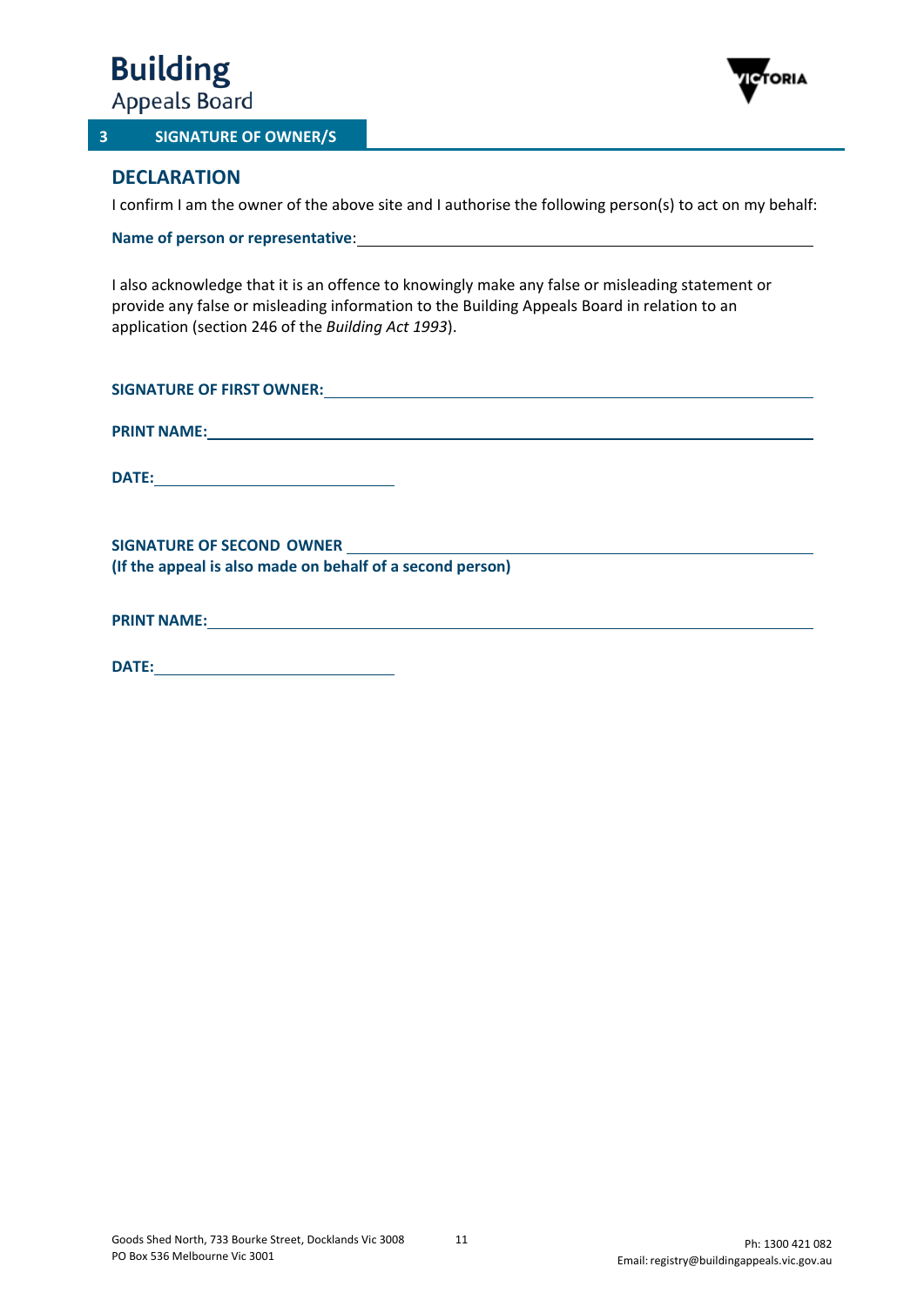## 3 SIGNATURE OF OWNER/S

### DECLARATION

I confirm I am the owner of the above site and I authorise the following person(s) to act on my behalf:

**Name of person or representative**: ______________________________________________

I also acknowledge that it is an offence to knowingly make any false or misleading statement or provide any false or misleading information to the Building Appeals Board in relation to an application (section 246 of the *Building Act 1993*).

**SIGNATURE OF FIRST OWNER:** ______________________________________________

**PRINT NAME:** ______________________________________________

**DATE:** ____________________

**SIGNATURE OF SECOND OWNER** ______________________________________________
**(If the appeal is also made on behalf of a second person)**

**PRINT NAME:** ______________________________________________

**DATE:** ____________________

Goods Shed North, 733 Bourke Street, Docklands Vic 3008
PO Box 536 Melbourne Vic 3001

Ph: 1300 421 082
Email: registry@buildingappeals.vic.gov.au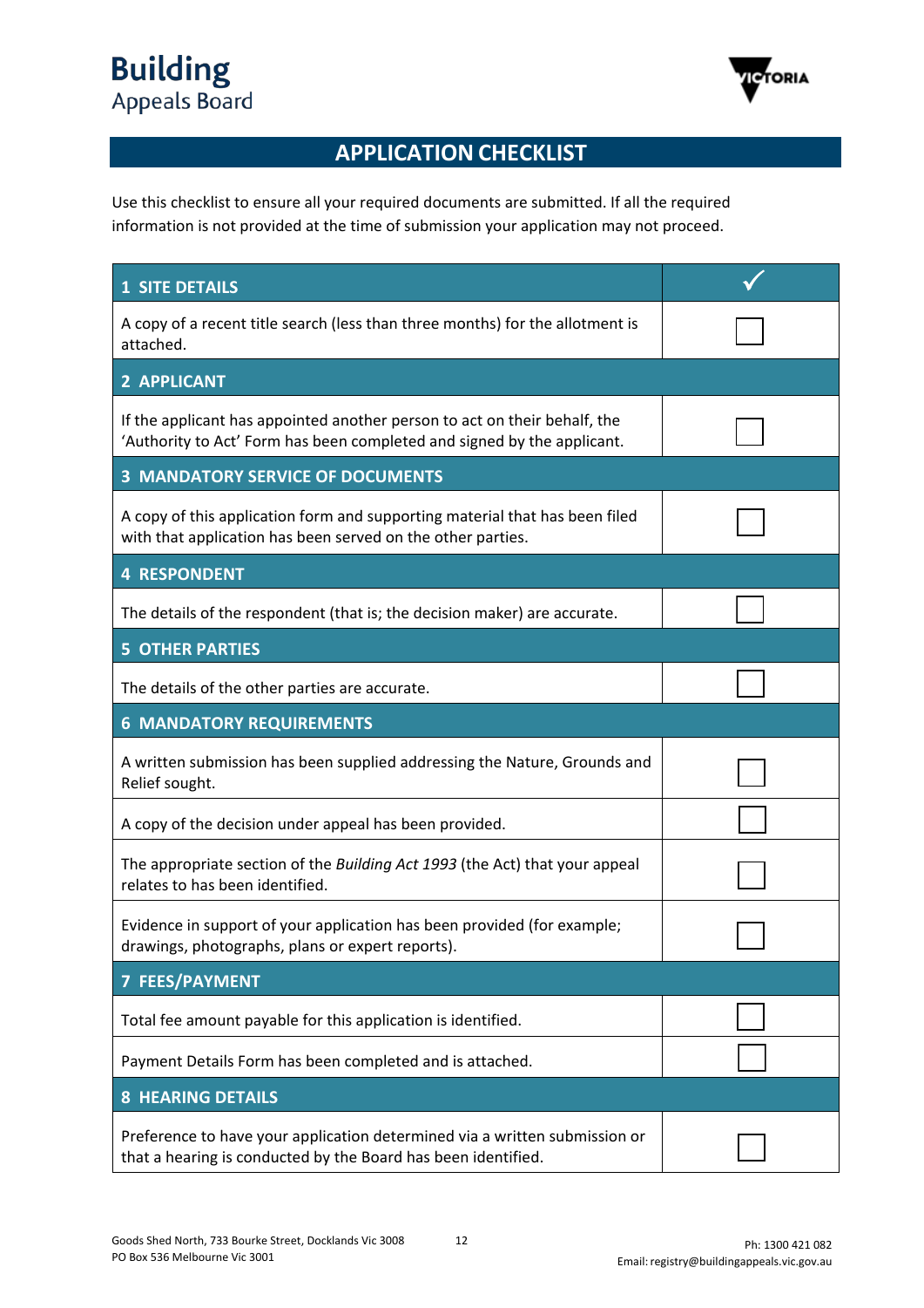**Building**
Appeals Board

# APPLICATION CHECKLIST

Use this checklist to ensure all your required documents are submitted. If all the required information is not provided at the time of submission your application may not proceed.

| 1 SITE DETAILS | ✓ |
|---|---|
| A copy of a recent title search (less than three months) for the allotment is attached. | ☐ |
| **2 APPLICANT** | |
| If the applicant has appointed another person to act on their behalf, the 'Authority to Act' Form has been completed and signed by the applicant. | ☐ |
| **3 MANDATORY SERVICE OF DOCUMENTS** | |
| A copy of this application form and supporting material that has been filed with that application has been served on the other parties. | ☐ |
| **4 RESPONDENT** | |
| The details of the respondent (that is; the decision maker) are accurate. | ☐ |
| **5 OTHER PARTIES** | |
| The details of the other parties are accurate. | ☐ |
| **6 MANDATORY REQUIREMENTS** | |
| A written submission has been supplied addressing the Nature, Grounds and Relief sought. | ☐ |
| A copy of the decision under appeal has been provided. | ☐ |
| The appropriate section of the *Building Act 1993* (the Act) that your appeal relates to has been identified. | ☐ |
| Evidence in support of your application has been provided (for example; drawings, photographs, plans or expert reports). | ☐ |
| **7 FEES/PAYMENT** | |
| Total fee amount payable for this application is identified. | ☐ |
| Payment Details Form has been completed and is attached. | ☐ |
| **8 HEARING DETAILS** | |
| Preference to have your application determined via a written submission or that a hearing is conducted by the Board has been identified. | ☐ |

Goods Shed North, 733 Bourke Street, Docklands Vic 3008
PO Box 536 Melbourne Vic 3001

Ph: 1300 421 082
Email: registry@buildingappeals.vic.gov.au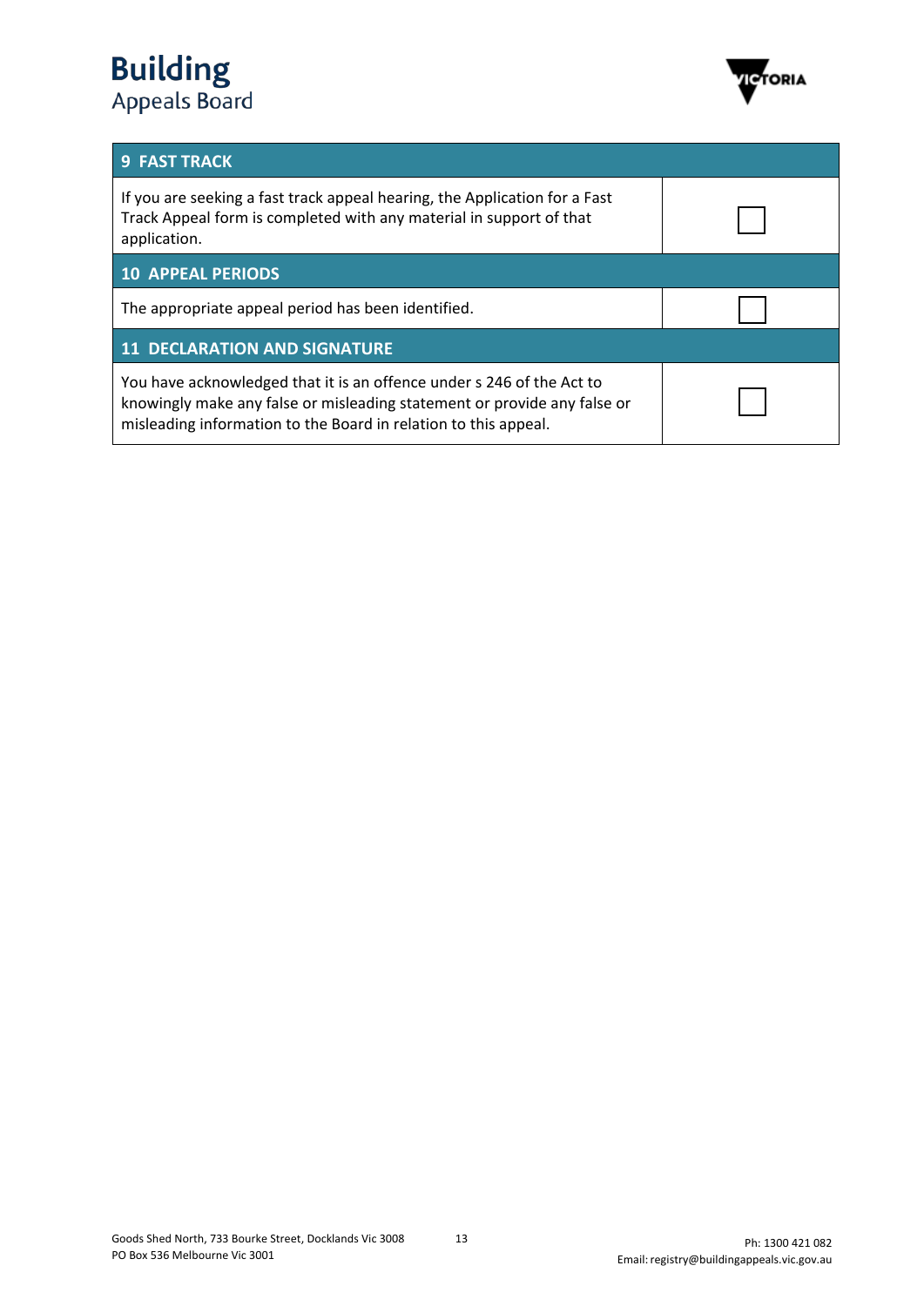| | |
|---|---|
| **9 FAST TRACK** | |
| If you are seeking a fast track appeal hearing, the Application for a Fast Track Appeal form is completed with any material in support of that application. | ☐ |
| **10 APPEAL PERIODS** | |
| The appropriate appeal period has been identified. | ☐ |
| **11 DECLARATION AND SIGNATURE** | |
| You have acknowledged that it is an offence under s 246 of the Act to knowingly make any false or misleading statement or provide any false or misleading information to the Board in relation to this appeal. | ☐ |